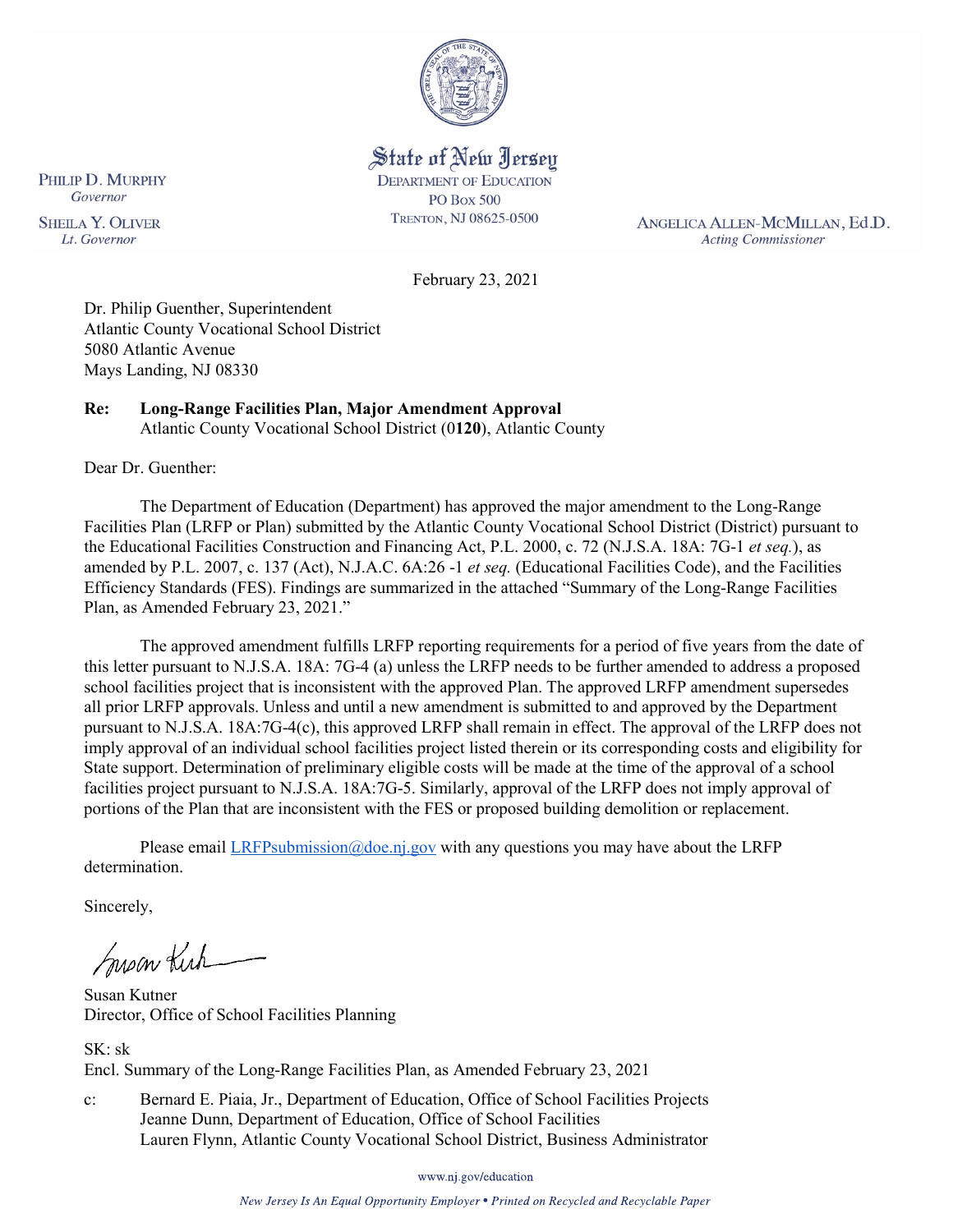State of New Jersey
DEPARTMENT OF EDUCATION
PO Box 500
TRENTON, NJ 08625-0500

PHILIP D. MURPHY
*Governor*

SHEILA Y. OLIVER
*Lt. Governor*

ANGELICA ALLEN-MCMILLAN, Ed.D.
*Acting Commissioner*

February 23, 2021

Dr. Philip Guenther, Superintendent
Atlantic County Vocational School District
5080 Atlantic Avenue
Mays Landing, NJ 08330

**Re: Long-Range Facilities Plan, Major Amendment Approval**
Atlantic County Vocational School District (0**120**), Atlantic County

Dear Dr. Guenther:

The Department of Education (Department) has approved the major amendment to the Long-Range Facilities Plan (LRFP or Plan) submitted by the Atlantic County Vocational School District (District) pursuant to the Educational Facilities Construction and Financing Act, P.L. 2000, c. 72 (N.J.S.A. 18A: 7G-1 *et seq.*), as amended by P.L. 2007, c. 137 (Act), N.J.A.C. 6A:26 -1 *et seq.* (Educational Facilities Code), and the Facilities Efficiency Standards (FES). Findings are summarized in the attached "Summary of the Long-Range Facilities Plan, as Amended February 23, 2021."

The approved amendment fulfills LRFP reporting requirements for a period of five years from the date of this letter pursuant to N.J.S.A. 18A: 7G-4 (a) unless the LRFP needs to be further amended to address a proposed school facilities project that is inconsistent with the approved Plan. The approved LRFP amendment supersedes all prior LRFP approvals. Unless and until a new amendment is submitted to and approved by the Department pursuant to N.J.S.A. 18A:7G-4(c), this approved LRFP shall remain in effect. The approval of the LRFP does not imply approval of an individual school facilities project listed therein or its corresponding costs and eligibility for State support. Determination of preliminary eligible costs will be made at the time of the approval of a school facilities project pursuant to N.J.S.A. 18A:7G-5. Similarly, approval of the LRFP does not imply approval of portions of the Plan that are inconsistent with the FES or proposed building demolition or replacement.

Please email LRFPsubmission@doe.nj.gov with any questions you may have about the LRFP determination.

Sincerely,

Susan Kutner
Director, Office of School Facilities Planning

SK: sk
Encl. Summary of the Long-Range Facilities Plan, as Amended February 23, 2021

c: Bernard E. Piaia, Jr., Department of Education, Office of School Facilities Projects
Jeanne Dunn, Department of Education, Office of School Facilities
Lauren Flynn, Atlantic County Vocational School District, Business Administrator

www.nj.gov/education

*New Jersey Is An Equal Opportunity Employer • Printed on Recycled and Recyclable Paper*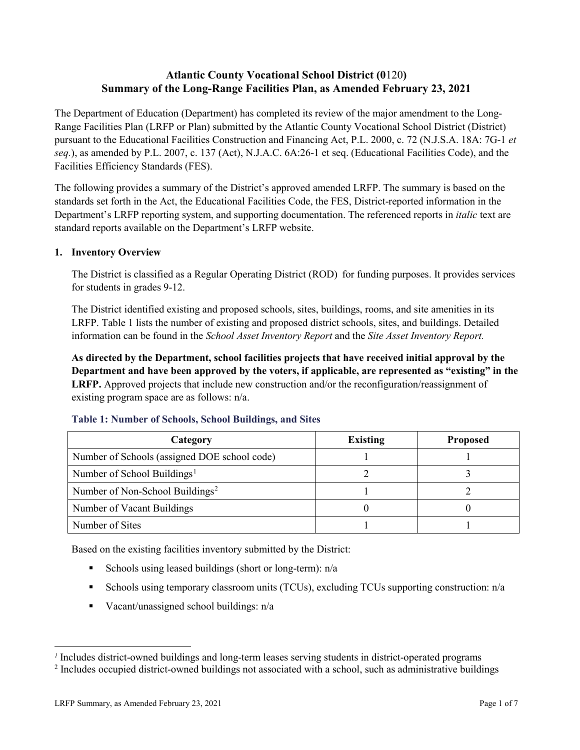# Atlantic County Vocational School District (0120)
# Summary of the Long-Range Facilities Plan, as Amended February 23, 2021

The Department of Education (Department) has completed its review of the major amendment to the Long-Range Facilities Plan (LRFP or Plan) submitted by the Atlantic County Vocational School District (District) pursuant to the Educational Facilities Construction and Financing Act, P.L. 2000, c. 72 (N.J.S.A. 18A: 7G-1 *et seq.*), as amended by P.L. 2007, c. 137 (Act), N.J.A.C. 6A:26-1 et seq. (Educational Facilities Code), and the Facilities Efficiency Standards (FES).

The following provides a summary of the District's approved amended LRFP. The summary is based on the standards set forth in the Act, the Educational Facilities Code, the FES, District-reported information in the Department's LRFP reporting system, and supporting documentation. The referenced reports in *italic* text are standard reports available on the Department's LRFP website.

## 1. Inventory Overview

The District is classified as a Regular Operating District (ROD) for funding purposes. It provides services for students in grades 9-12.

The District identified existing and proposed schools, sites, buildings, rooms, and site amenities in its LRFP. Table 1 lists the number of existing and proposed district schools, sites, and buildings. Detailed information can be found in the *School Asset Inventory Report* and the *Site Asset Inventory Report.*

**As directed by the Department, school facilities projects that have received initial approval by the Department and have been approved by the voters, if applicable, are represented as "existing" in the LRFP.** Approved projects that include new construction and/or the reconfiguration/reassignment of existing program space are as follows: n/a.

### Table 1: Number of Schools, School Buildings, and Sites

| Category | Existing | Proposed |
|---|---|---|
| Number of Schools (assigned DOE school code) | 1 | 1 |
| Number of School Buildings[1] | 2 | 3 |
| Number of Non-School Buildings[2] | 1 | 2 |
| Number of Vacant Buildings | 0 | 0 |
| Number of Sites | 1 | 1 |

Based on the existing facilities inventory submitted by the District:

- Schools using leased buildings (short or long-term): n/a
- Schools using temporary classroom units (TCUs), excluding TCUs supporting construction: n/a
- Vacant/unassigned school buildings: n/a

[1] Includes district-owned buildings and long-term leases serving students in district-operated programs
[2] Includes occupied district-owned buildings not associated with a school, such as administrative buildings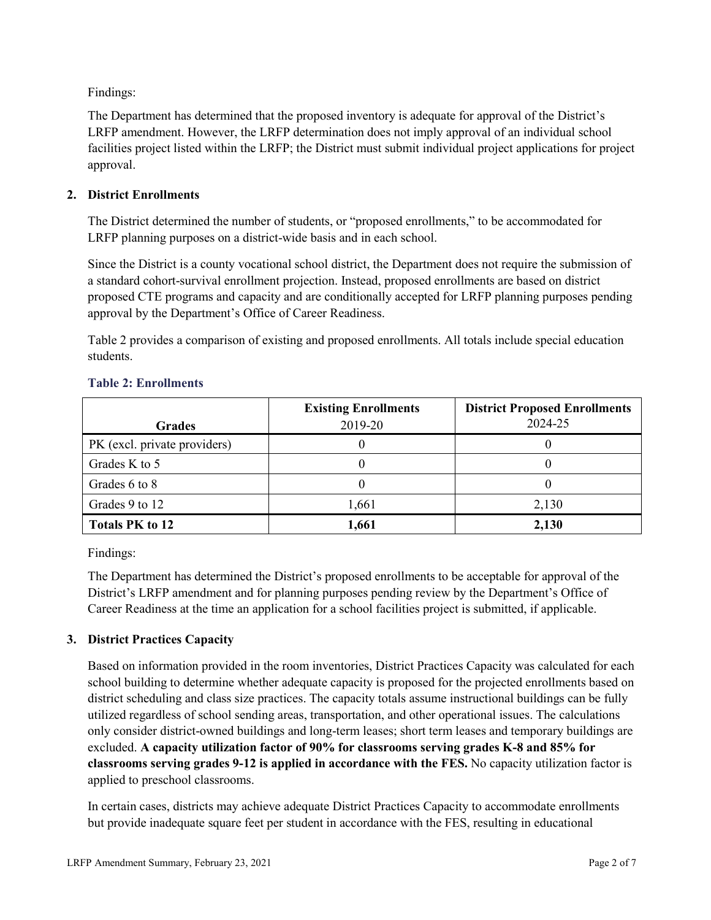Findings:

The Department has determined that the proposed inventory is adequate for approval of the District's LRFP amendment. However, the LRFP determination does not imply approval of an individual school facilities project listed within the LRFP; the District must submit individual project applications for project approval.

## 2. District Enrollments

The District determined the number of students, or "proposed enrollments," to be accommodated for LRFP planning purposes on a district-wide basis and in each school.

Since the District is a county vocational school district, the Department does not require the submission of a standard cohort-survival enrollment projection. Instead, proposed enrollments are based on district proposed CTE programs and capacity and are conditionally accepted for LRFP planning purposes pending approval by the Department's Office of Career Readiness.

Table 2 provides a comparison of existing and proposed enrollments. All totals include special education students.

### Table 2: Enrollments

| Grades | Existing Enrollments 2019-20 | District Proposed Enrollments 2024-25 |
|---|---|---|
| PK (excl. private providers) | 0 | 0 |
| Grades K to 5 | 0 | 0 |
| Grades 6 to 8 | 0 | 0 |
| Grades 9 to 12 | 1,661 | 2,130 |
| **Totals PK to 12** | **1,661** | **2,130** |

Findings:

The Department has determined the District's proposed enrollments to be acceptable for approval of the District's LRFP amendment and for planning purposes pending review by the Department's Office of Career Readiness at the time an application for a school facilities project is submitted, if applicable.

## 3. District Practices Capacity

Based on information provided in the room inventories, District Practices Capacity was calculated for each school building to determine whether adequate capacity is proposed for the projected enrollments based on district scheduling and class size practices. The capacity totals assume instructional buildings can be fully utilized regardless of school sending areas, transportation, and other operational issues. The calculations only consider district-owned buildings and long-term leases; short term leases and temporary buildings are excluded. **A capacity utilization factor of 90% for classrooms serving grades K-8 and 85% for classrooms serving grades 9-12 is applied in accordance with the FES.** No capacity utilization factor is applied to preschool classrooms.

In certain cases, districts may achieve adequate District Practices Capacity to accommodate enrollments but provide inadequate square feet per student in accordance with the FES, resulting in educational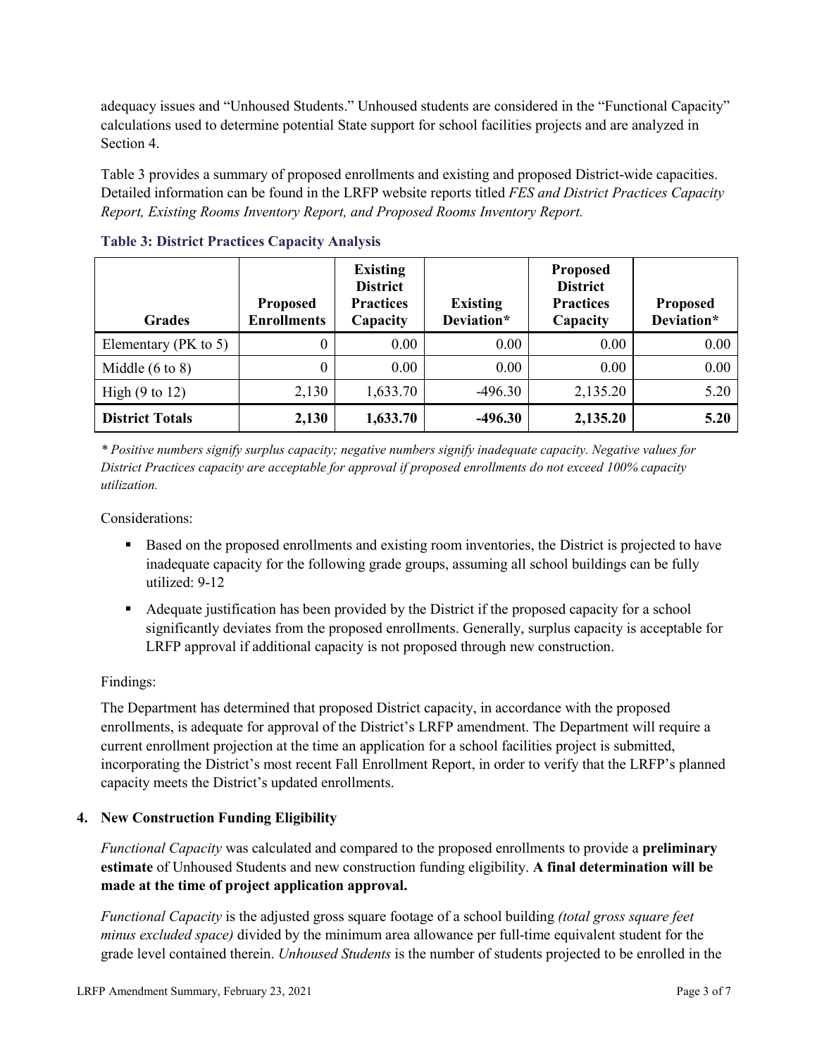adequacy issues and "Unhoused Students." Unhoused students are considered in the "Functional Capacity" calculations used to determine potential State support for school facilities projects and are analyzed in Section 4.

Table 3 provides a summary of proposed enrollments and existing and proposed District-wide capacities. Detailed information can be found in the LRFP website reports titled *FES and District Practices Capacity Report, Existing Rooms Inventory Report, and Proposed Rooms Inventory Report.*

**Table 3: District Practices Capacity Analysis**

| Grades | Proposed Enrollments | Existing District Practices Capacity | Existing Deviation* | Proposed District Practices Capacity | Proposed Deviation* |
|---|---|---|---|---|---|
| Elementary (PK to 5) | 0 | 0.00 | 0.00 | 0.00 | 0.00 |
| Middle (6 to 8) | 0 | 0.00 | 0.00 | 0.00 | 0.00 |
| High (9 to 12) | 2,130 | 1,633.70 | -496.30 | 2,135.20 | 5.20 |
| **District Totals** | **2,130** | **1,633.70** | **-496.30** | **2,135.20** | **5.20** |

*\* Positive numbers signify surplus capacity; negative numbers signify inadequate capacity. Negative values for District Practices capacity are acceptable for approval if proposed enrollments do not exceed 100% capacity utilization.*

Considerations:

- Based on the proposed enrollments and existing room inventories, the District is projected to have inadequate capacity for the following grade groups, assuming all school buildings can be fully utilized: 9-12
- Adequate justification has been provided by the District if the proposed capacity for a school significantly deviates from the proposed enrollments. Generally, surplus capacity is acceptable for LRFP approval if additional capacity is not proposed through new construction.

Findings:

The Department has determined that proposed District capacity, in accordance with the proposed enrollments, is adequate for approval of the District's LRFP amendment. The Department will require a current enrollment projection at the time an application for a school facilities project is submitted, incorporating the District's most recent Fall Enrollment Report, in order to verify that the LRFP's planned capacity meets the District's updated enrollments.

## 4. New Construction Funding Eligibility

*Functional Capacity* was calculated and compared to the proposed enrollments to provide a **preliminary estimate** of Unhoused Students and new construction funding eligibility. **A final determination will be made at the time of project application approval.**

*Functional Capacity* is the adjusted gross square footage of a school building *(total gross square feet minus excluded space)* divided by the minimum area allowance per full-time equivalent student for the grade level contained therein. *Unhoused Students* is the number of students projected to be enrolled in the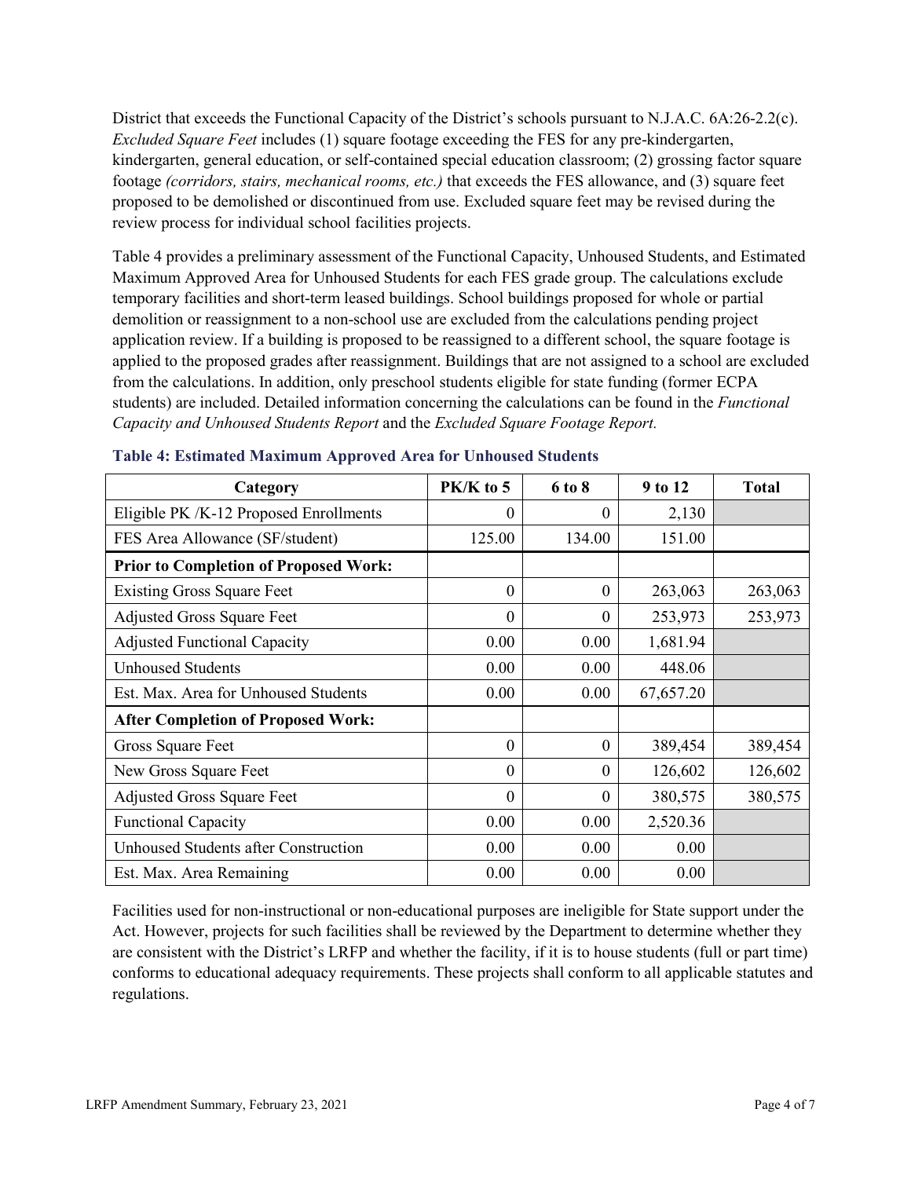District that exceeds the Functional Capacity of the District's schools pursuant to N.J.A.C. 6A:26-2.2(c). *Excluded Square Feet* includes (1) square footage exceeding the FES for any pre-kindergarten, kindergarten, general education, or self-contained special education classroom; (2) grossing factor square footage *(corridors, stairs, mechanical rooms, etc.)* that exceeds the FES allowance, and (3) square feet proposed to be demolished or discontinued from use. Excluded square feet may be revised during the review process for individual school facilities projects.

Table 4 provides a preliminary assessment of the Functional Capacity, Unhoused Students, and Estimated Maximum Approved Area for Unhoused Students for each FES grade group. The calculations exclude temporary facilities and short-term leased buildings. School buildings proposed for whole or partial demolition or reassignment to a non-school use are excluded from the calculations pending project application review. If a building is proposed to be reassigned to a different school, the square footage is applied to the proposed grades after reassignment. Buildings that are not assigned to a school are excluded from the calculations. In addition, only preschool students eligible for state funding (former ECPA students) are included. Detailed information concerning the calculations can be found in the *Functional Capacity and Unhoused Students Report* and the *Excluded Square Footage Report.*

**Table 4: Estimated Maximum Approved Area for Unhoused Students**

| Category | PK/K to 5 | 6 to 8 | 9 to 12 | Total |
|---|---|---|---|---|
| Eligible PK /K-12 Proposed Enrollments | 0 | 0 | 2,130 | |
| FES Area Allowance (SF/student) | 125.00 | 134.00 | 151.00 | |
| **Prior to Completion of Proposed Work:** | | | | |
| Existing Gross Square Feet | 0 | 0 | 263,063 | 263,063 |
| Adjusted Gross Square Feet | 0 | 0 | 253,973 | 253,973 |
| Adjusted Functional Capacity | 0.00 | 0.00 | 1,681.94 | |
| Unhoused Students | 0.00 | 0.00 | 448.06 | |
| Est. Max. Area for Unhoused Students | 0.00 | 0.00 | 67,657.20 | |
| **After Completion of Proposed Work:** | | | | |
| Gross Square Feet | 0 | 0 | 389,454 | 389,454 |
| New Gross Square Feet | 0 | 0 | 126,602 | 126,602 |
| Adjusted Gross Square Feet | 0 | 0 | 380,575 | 380,575 |
| Functional Capacity | 0.00 | 0.00 | 2,520.36 | |
| Unhoused Students after Construction | 0.00 | 0.00 | 0.00 | |
| Est. Max. Area Remaining | 0.00 | 0.00 | 0.00 | |

Facilities used for non-instructional or non-educational purposes are ineligible for State support under the Act. However, projects for such facilities shall be reviewed by the Department to determine whether they are consistent with the District's LRFP and whether the facility, if it is to house students (full or part time) conforms to educational adequacy requirements. These projects shall conform to all applicable statutes and regulations.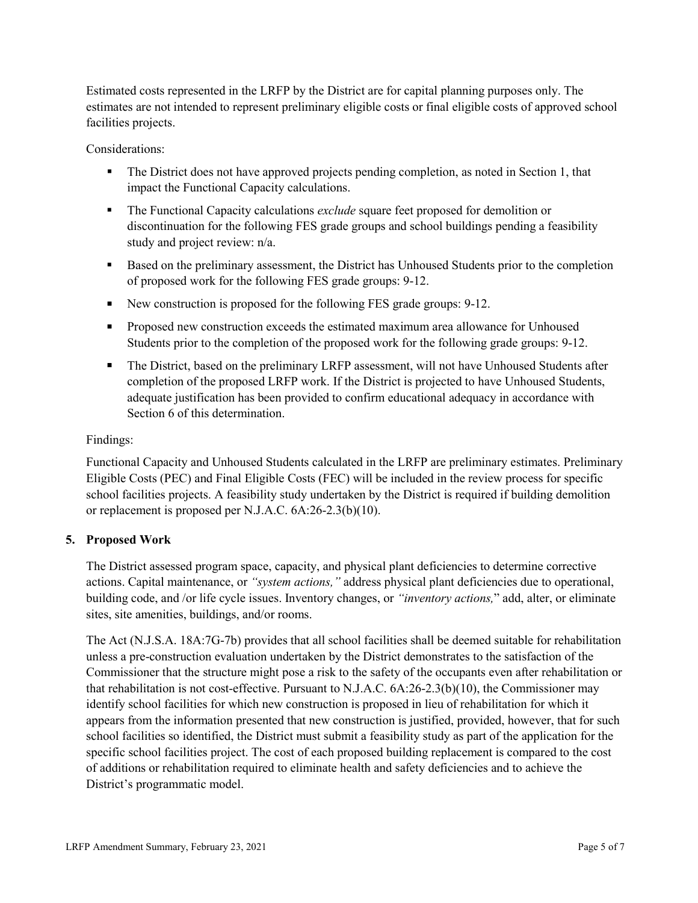Estimated costs represented in the LRFP by the District are for capital planning purposes only. The estimates are not intended to represent preliminary eligible costs or final eligible costs of approved school facilities projects.

Considerations:

- The District does not have approved projects pending completion, as noted in Section 1, that impact the Functional Capacity calculations.
- The Functional Capacity calculations *exclude* square feet proposed for demolition or discontinuation for the following FES grade groups and school buildings pending a feasibility study and project review: n/a.
- Based on the preliminary assessment, the District has Unhoused Students prior to the completion of proposed work for the following FES grade groups: 9-12.
- New construction is proposed for the following FES grade groups: 9-12.
- Proposed new construction exceeds the estimated maximum area allowance for Unhoused Students prior to the completion of the proposed work for the following grade groups: 9-12.
- The District, based on the preliminary LRFP assessment, will not have Unhoused Students after completion of the proposed LRFP work. If the District is projected to have Unhoused Students, adequate justification has been provided to confirm educational adequacy in accordance with Section 6 of this determination.

Findings:

Functional Capacity and Unhoused Students calculated in the LRFP are preliminary estimates. Preliminary Eligible Costs (PEC) and Final Eligible Costs (FEC) will be included in the review process for specific school facilities projects. A feasibility study undertaken by the District is required if building demolition or replacement is proposed per N.J.A.C. 6A:26-2.3(b)(10).

## 5. Proposed Work

The District assessed program space, capacity, and physical plant deficiencies to determine corrective actions. Capital maintenance, or *"system actions,"* address physical plant deficiencies due to operational, building code, and /or life cycle issues. Inventory changes, or *"inventory actions,"* add, alter, or eliminate sites, site amenities, buildings, and/or rooms.

The Act (N.J.S.A. 18A:7G-7b) provides that all school facilities shall be deemed suitable for rehabilitation unless a pre-construction evaluation undertaken by the District demonstrates to the satisfaction of the Commissioner that the structure might pose a risk to the safety of the occupants even after rehabilitation or that rehabilitation is not cost-effective. Pursuant to N.J.A.C. 6A:26-2.3(b)(10), the Commissioner may identify school facilities for which new construction is proposed in lieu of rehabilitation for which it appears from the information presented that new construction is justified, provided, however, that for such school facilities so identified, the District must submit a feasibility study as part of the application for the specific school facilities project. The cost of each proposed building replacement is compared to the cost of additions or rehabilitation required to eliminate health and safety deficiencies and to achieve the District's programmatic model.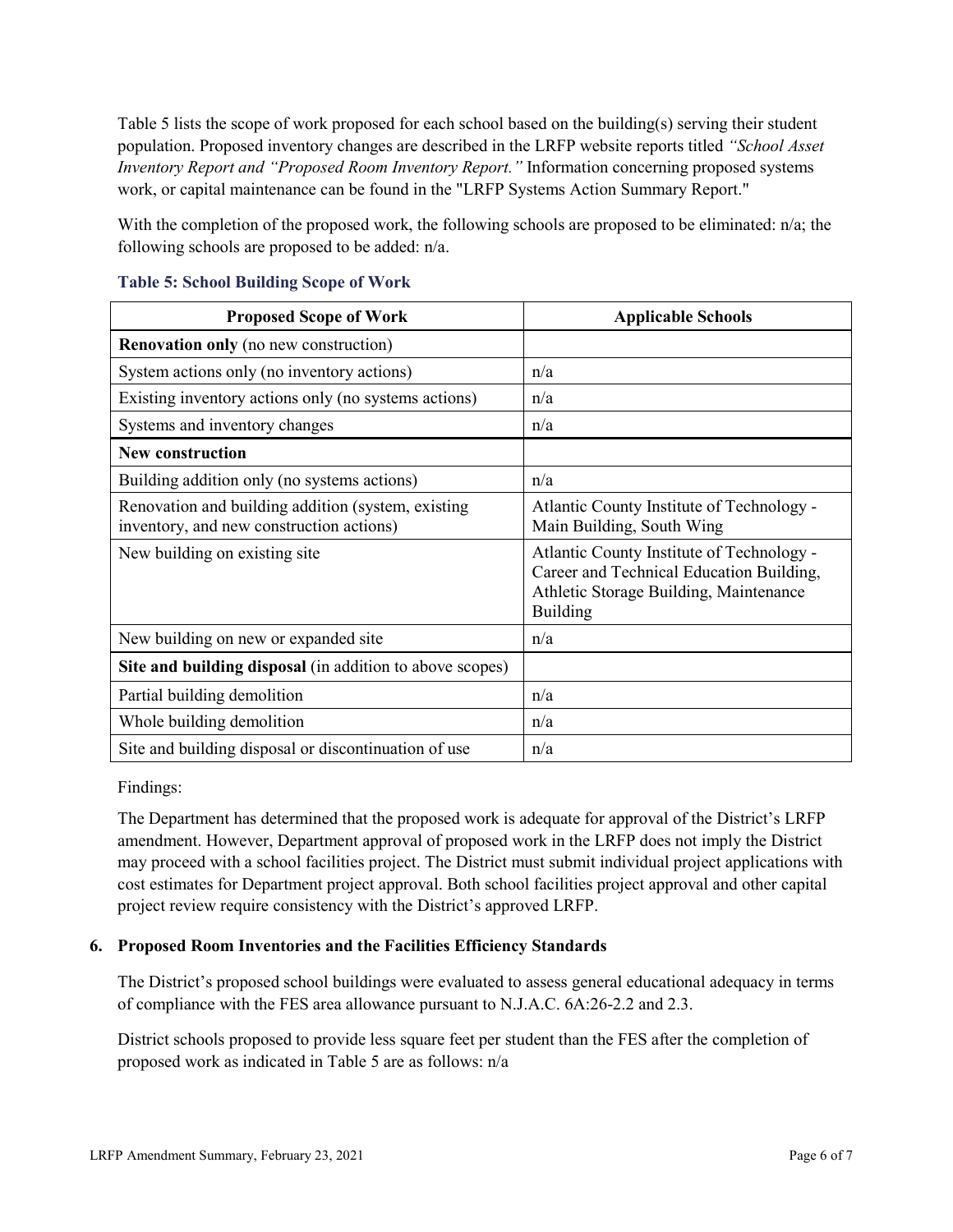Table 5 lists the scope of work proposed for each school based on the building(s) serving their student population. Proposed inventory changes are described in the LRFP website reports titled *"School Asset Inventory Report and "Proposed Room Inventory Report."* Information concerning proposed systems work, or capital maintenance can be found in the "LRFP Systems Action Summary Report."

With the completion of the proposed work, the following schools are proposed to be eliminated: n/a; the following schools are proposed to be added: n/a.

### Table 5: School Building Scope of Work

| Proposed Scope of Work | Applicable Schools |
| --- | --- |
| **Renovation only** (no new construction) | |
| System actions only (no inventory actions) | n/a |
| Existing inventory actions only (no systems actions) | n/a |
| Systems and inventory changes | n/a |
| **New construction** | |
| Building addition only (no systems actions) | n/a |
| Renovation and building addition (system, existing inventory, and new construction actions) | Atlantic County Institute of Technology - Main Building, South Wing |
| New building on existing site | Atlantic County Institute of Technology - Career and Technical Education Building, Athletic Storage Building, Maintenance Building |
| New building on new or expanded site | n/a |
| **Site and building disposal** (in addition to above scopes) | |
| Partial building demolition | n/a |
| Whole building demolition | n/a |
| Site and building disposal or discontinuation of use | n/a |

Findings:

The Department has determined that the proposed work is adequate for approval of the District's LRFP amendment. However, Department approval of proposed work in the LRFP does not imply the District may proceed with a school facilities project. The District must submit individual project applications with cost estimates for Department project approval. Both school facilities project approval and other capital project review require consistency with the District's approved LRFP.

### 6. Proposed Room Inventories and the Facilities Efficiency Standards

The District's proposed school buildings were evaluated to assess general educational adequacy in terms of compliance with the FES area allowance pursuant to N.J.A.C. 6A:26-2.2 and 2.3.

District schools proposed to provide less square feet per student than the FES after the completion of proposed work as indicated in Table 5 are as follows: n/a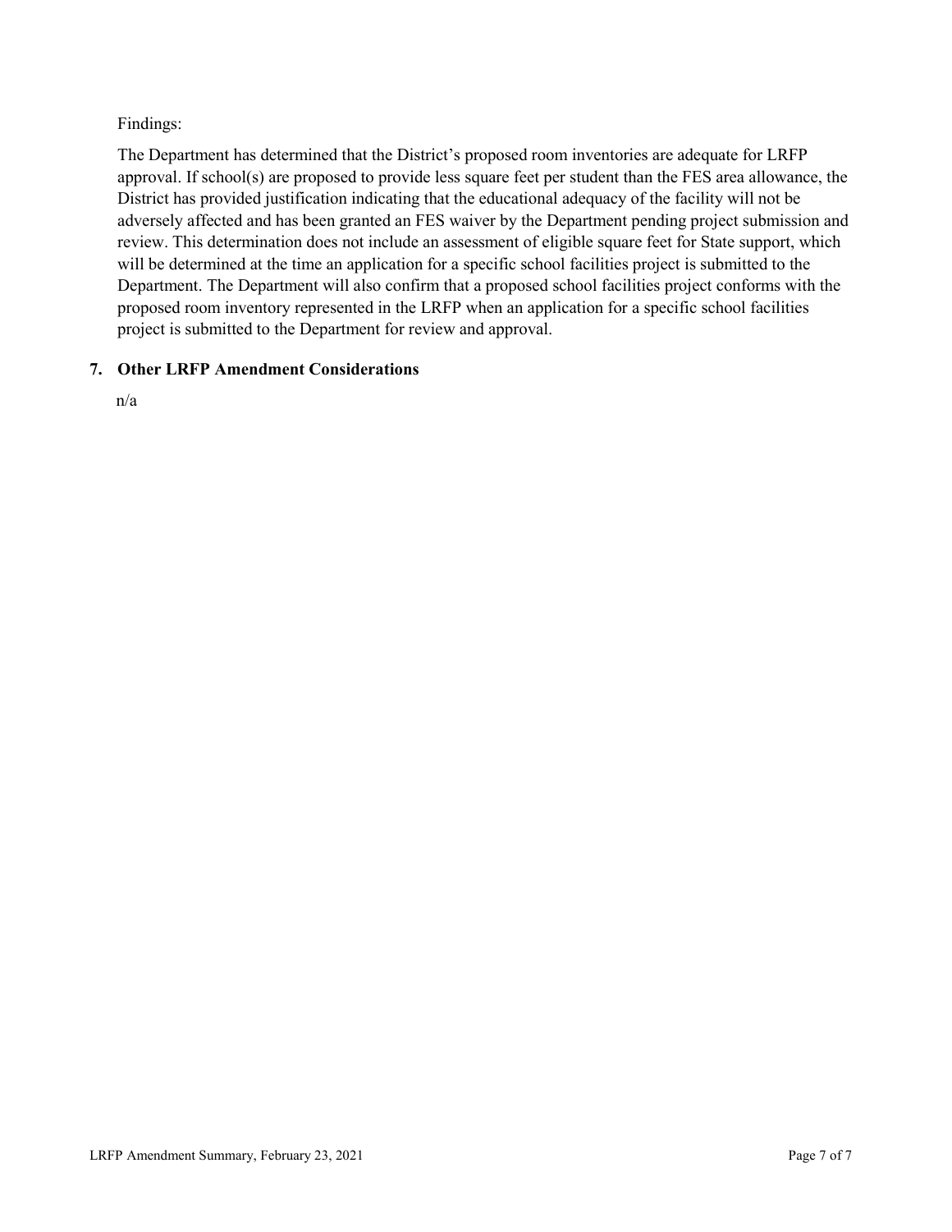Findings:

The Department has determined that the District's proposed room inventories are adequate for LRFP approval. If school(s) are proposed to provide less square feet per student than the FES area allowance, the District has provided justification indicating that the educational adequacy of the facility will not be adversely affected and has been granted an FES waiver by the Department pending project submission and review. This determination does not include an assessment of eligible square feet for State support, which will be determined at the time an application for a specific school facilities project is submitted to the Department. The Department will also confirm that a proposed school facilities project conforms with the proposed room inventory represented in the LRFP when an application for a specific school facilities project is submitted to the Department for review and approval.

## 7. Other LRFP Amendment Considerations

n/a